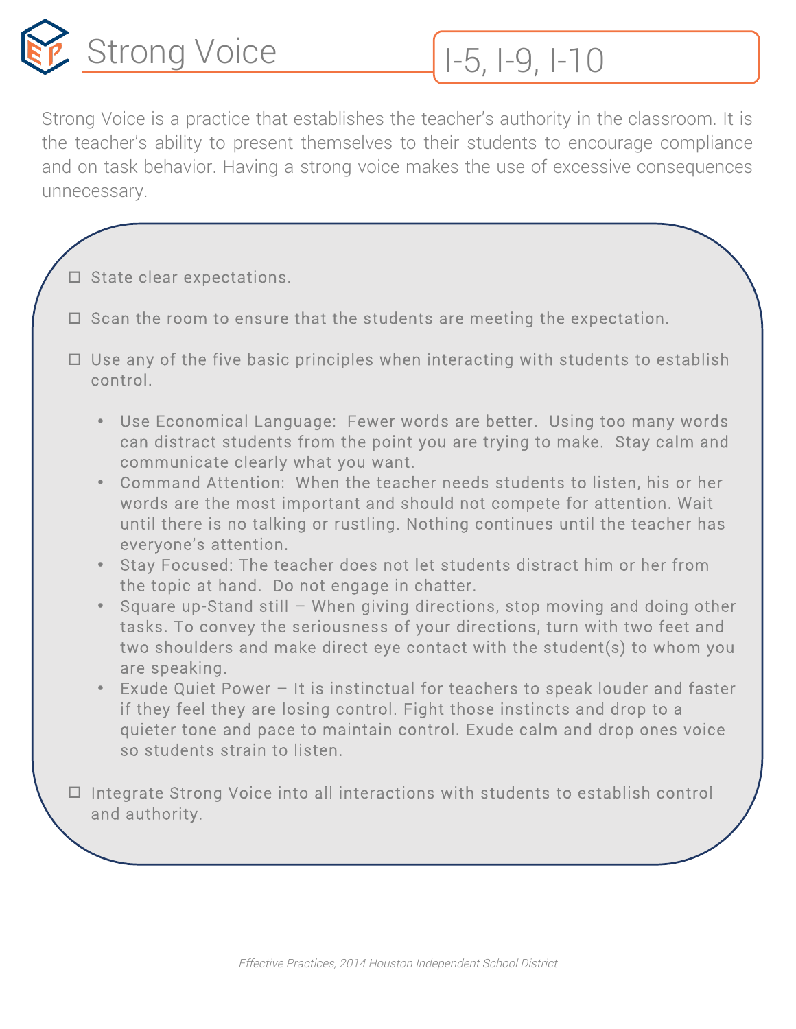# Strong Voice

**I-5, I-9, I-10**

Strong Voice is a practice that establishes the teacher's authority in the classroom. It is the teacher's ability to present themselves to their students to encourage compliance and on task behavior. Having a strong voice makes the use of excessive consequences unnecessary.

- ☐ State clear expectations.
- ☐ Scan the room to ensure that the students are meeting the expectation.
- ☐ Use any of the five basic principles when interacting with students to establish control.
  - Use Economical Language: Fewer words are better. Using too many words can distract students from the point you are trying to make. Stay calm and communicate clearly what you want.
  - Command Attention: When the teacher needs students to listen, his or her words are the most important and should not compete for attention. Wait until there is no talking or rustling. Nothing continues until the teacher has everyone's attention.
  - Stay Focused: The teacher does not let students distract him or her from the topic at hand. Do not engage in chatter.
  - Square up-Stand still – When giving directions, stop moving and doing other tasks. To convey the seriousness of your directions, turn with two feet and two shoulders and make direct eye contact with the student(s) to whom you are speaking.
  - Exude Quiet Power – It is instinctual for teachers to speak louder and faster if they feel they are losing control. Fight those instincts and drop to a quieter tone and pace to maintain control. Exude calm and drop ones voice so students strain to listen.
- ☐ Integrate Strong Voice into all interactions with students to establish control and authority.

*Effective Practices, 2014 Houston Independent School District*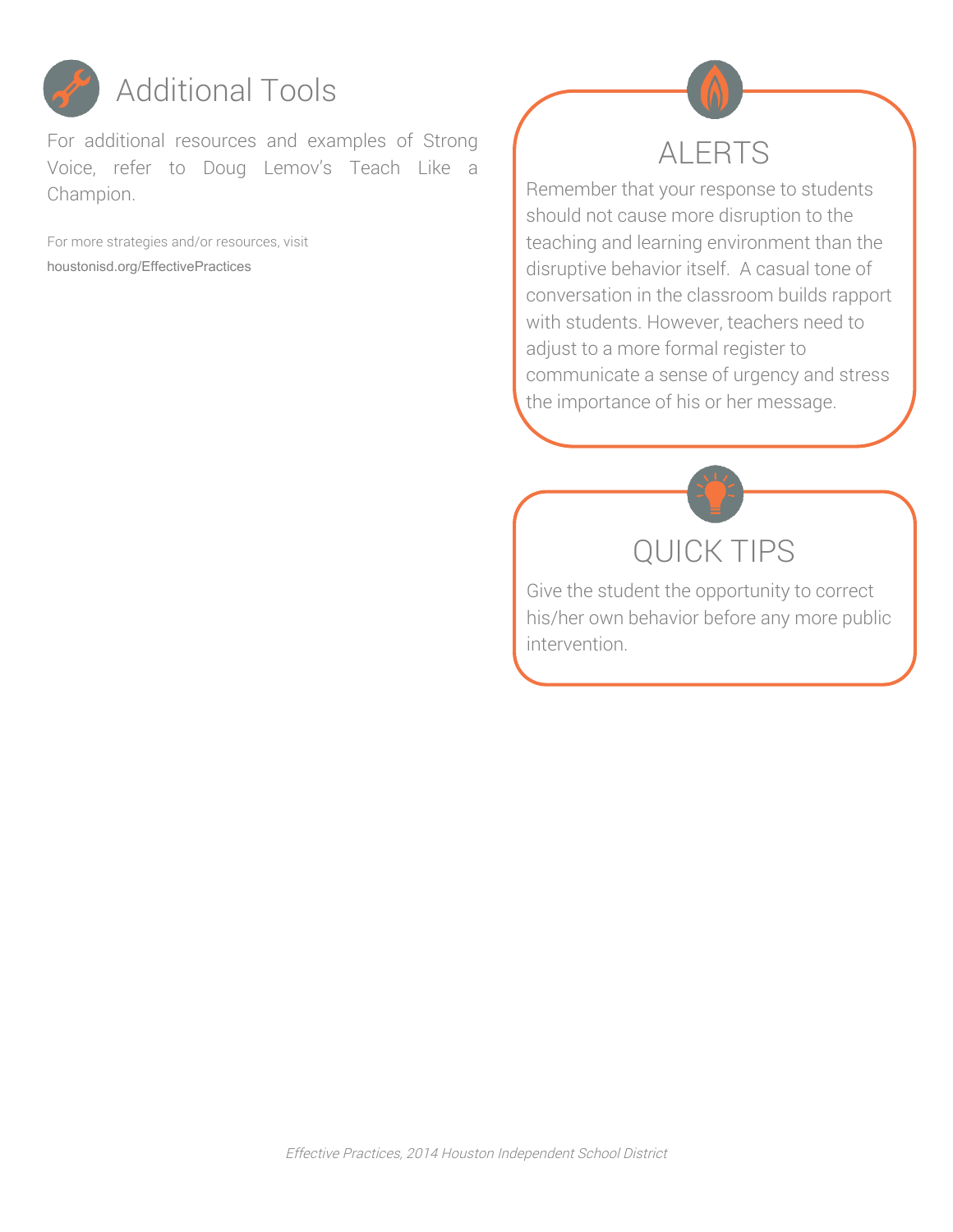## Additional Tools

For additional resources and examples of Strong Voice, refer to Doug Lemov's Teach Like a Champion.

For more strategies and/or resources, visit houstonisd.org/EffectivePractices

## ALERTS

Remember that your response to students should not cause more disruption to the teaching and learning environment than the disruptive behavior itself. A casual tone of conversation in the classroom builds rapport with students. However, teachers need to adjust to a more formal register to communicate a sense of urgency and stress the importance of his or her message.

## QUICK TIPS

Give the student the opportunity to correct his/her own behavior before any more public intervention.